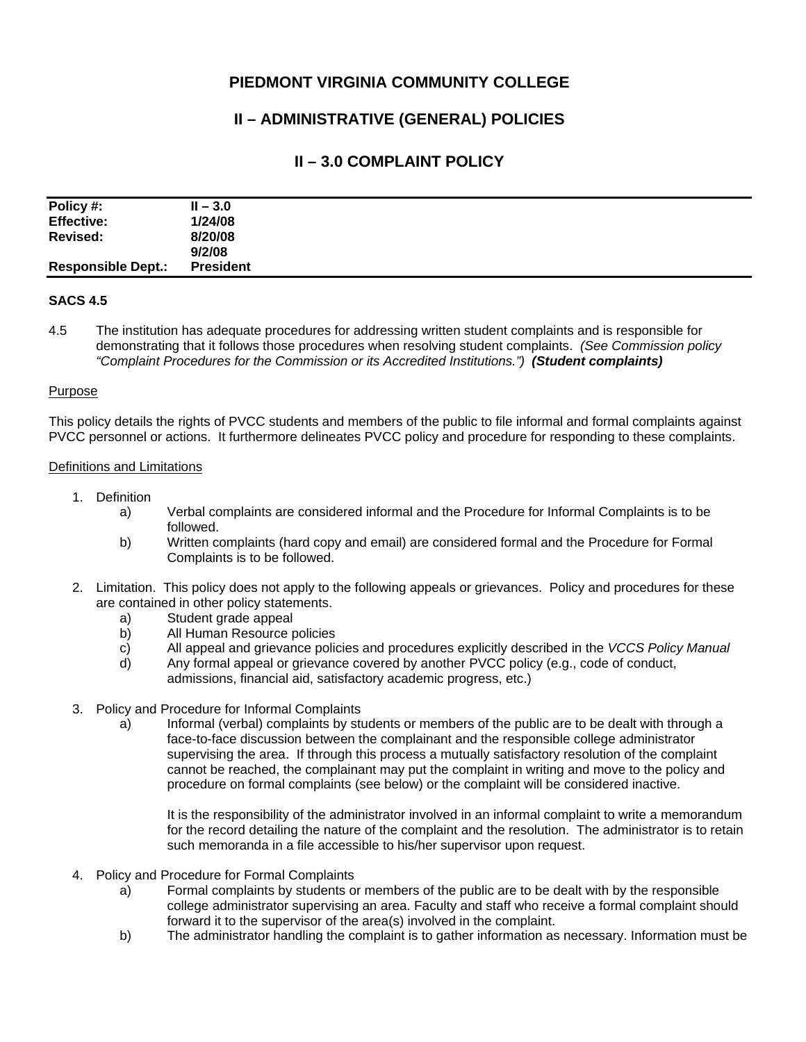# PIEDMONT VIRGINIA COMMUNITY COLLEGE

## II – ADMINISTRATIVE (GENERAL) POLICIES

## II – 3.0 COMPLAINT POLICY

| **Policy #:** | **II – 3.0** |
|---|---|
| **Effective:** | **1/24/08** |
| **Revised:** | **8/20/08** |
| | **9/2/08** |
| **Responsible Dept.:** | **President** |

**SACS 4.5**

4.5 The institution has adequate procedures for addressing written student complaints and is responsible for demonstrating that it follows those procedures when resolving student complaints. *(See Commission policy "Complaint Procedures for the Commission or its Accredited Institutions.")* ***(Student complaints)***

Purpose

This policy details the rights of PVCC students and members of the public to file informal and formal complaints against PVCC personnel or actions. It furthermore delineates PVCC policy and procedure for responding to these complaints.

Definitions and Limitations

1. Definition
   a) Verbal complaints are considered informal and the Procedure for Informal Complaints is to be followed.
   b) Written complaints (hard copy and email) are considered formal and the Procedure for Formal Complaints is to be followed.

2. Limitation. This policy does not apply to the following appeals or grievances. Policy and procedures for these are contained in other policy statements.
   a) Student grade appeal
   b) All Human Resource policies
   c) All appeal and grievance policies and procedures explicitly described in the *VCCS Policy Manual*
   d) Any formal appeal or grievance covered by another PVCC policy (e.g., code of conduct, admissions, financial aid, satisfactory academic progress, etc.)

3. Policy and Procedure for Informal Complaints
   a) Informal (verbal) complaints by students or members of the public are to be dealt with through a face-to-face discussion between the complainant and the responsible college administrator supervising the area. If through this process a mutually satisfactory resolution of the complaint cannot be reached, the complainant may put the complaint in writing and move to the policy and procedure on formal complaints (see below) or the complaint will be considered inactive.

      It is the responsibility of the administrator involved in an informal complaint to write a memorandum for the record detailing the nature of the complaint and the resolution. The administrator is to retain such memoranda in a file accessible to his/her supervisor upon request.

4. Policy and Procedure for Formal Complaints
   a) Formal complaints by students or members of the public are to be dealt with by the responsible college administrator supervising an area. Faculty and staff who receive a formal complaint should forward it to the supervisor of the area(s) involved in the complaint.
   b) The administrator handling the complaint is to gather information as necessary. Information must be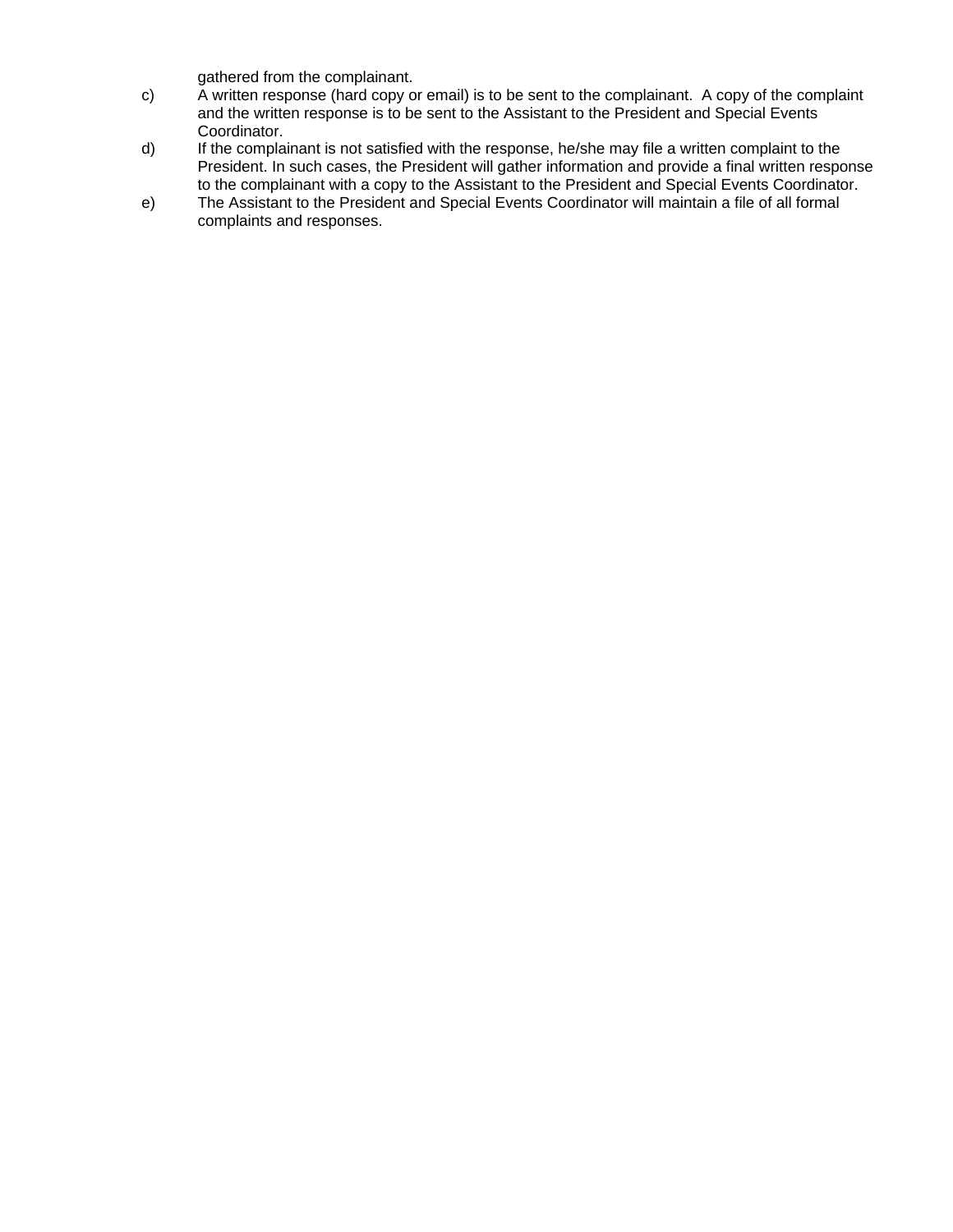gathered from the complainant.

c) A written response (hard copy or email) is to be sent to the complainant. A copy of the complaint and the written response is to be sent to the Assistant to the President and Special Events Coordinator.

d) If the complainant is not satisfied with the response, he/she may file a written complaint to the President. In such cases, the President will gather information and provide a final written response to the complainant with a copy to the Assistant to the President and Special Events Coordinator.

e) The Assistant to the President and Special Events Coordinator will maintain a file of all formal complaints and responses.